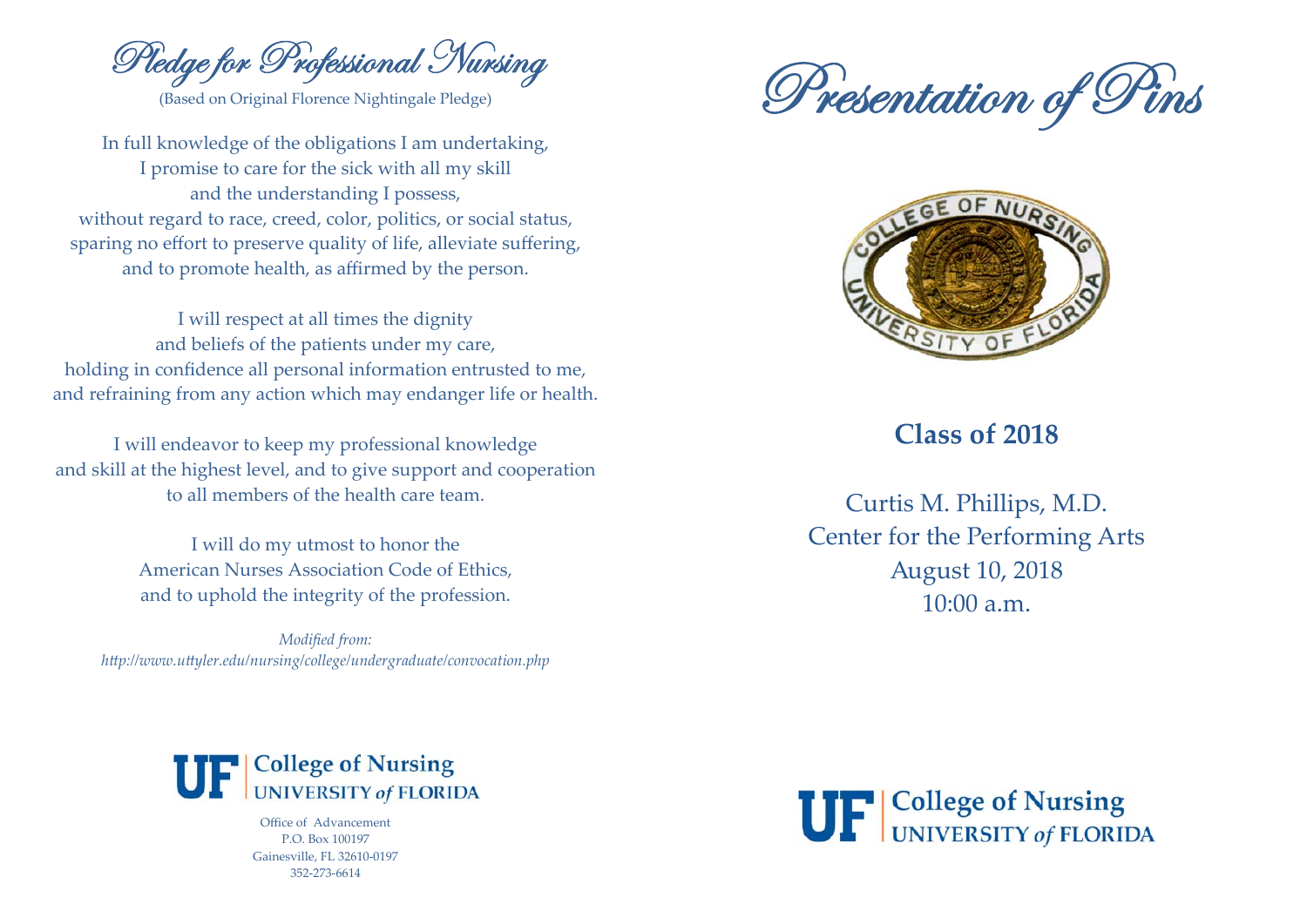# Pledge for Professional Nursing

(Based on Original Florence Nightingale Pledge)

In full knowledge of the obligations I am undertaking,
I promise to care for the sick with all my skill
and the understanding I possess,
without regard to race, creed, color, politics, or social status,
sparing no effort to preserve quality of life, alleviate suffering,
and to promote health, as affirmed by the person.

I will respect at all times the dignity
and beliefs of the patients under my care,
holding in confidence all personal information entrusted to me,
and refraining from any action which may endanger life or health.

I will endeavor to keep my professional knowledge
and skill at the highest level, and to give support and cooperation
to all members of the health care team.

I will do my utmost to honor the
American Nurses Association Code of Ethics,
and to uphold the integrity of the profession.

*Modified from:*
*http://www.uttyler.edu/nursing/college/undergraduate/convocation.php*

**UF | College of Nursing**
**UNIVERSITY *of* FLORIDA**

Office of Advancement
P.O. Box 100197
Gainesville, FL 32610-0197
352-273-6614

# Presentation of Pins

## Class of 2018

Curtis M. Phillips, M.D.
Center for the Performing Arts
August 10, 2018
10:00 a.m.

**UF | College of Nursing**
**UNIVERSITY *of* FLORIDA**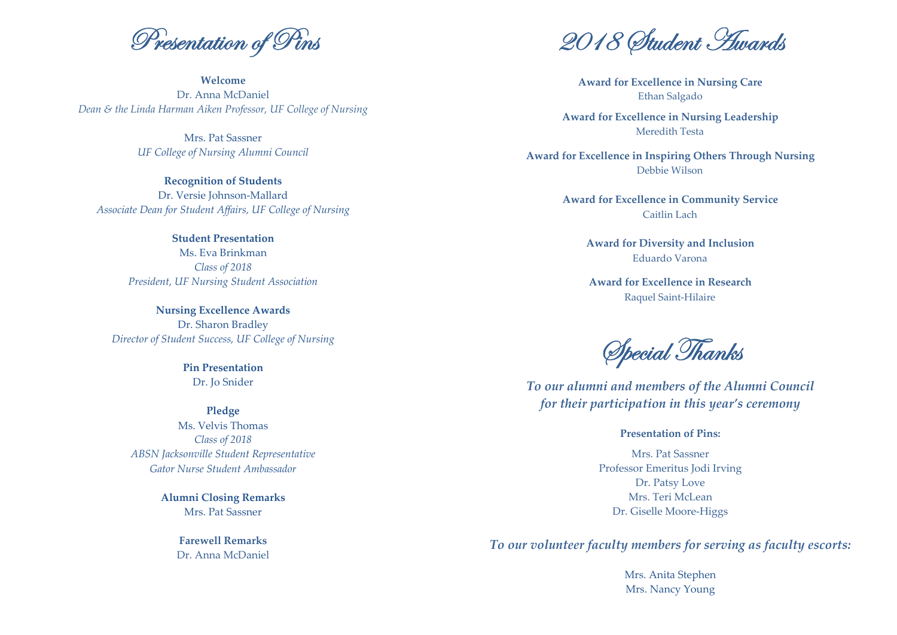# Presentation of Pins

**Welcome**
Dr. Anna McDaniel
*Dean & the Linda Harman Aiken Professor, UF College of Nursing*

Mrs. Pat Sassner
*UF College of Nursing Alumni Council*

**Recognition of Students**
Dr. Versie Johnson-Mallard
*Associate Dean for Student Affairs, UF College of Nursing*

**Student Presentation**
Ms. Eva Brinkman
*Class of 2018*
*President, UF Nursing Student Association*

**Nursing Excellence Awards**
Dr. Sharon Bradley
*Director of Student Success, UF College of Nursing*

**Pin Presentation**
Dr. Jo Snider

**Pledge**
Ms. Velvis Thomas
*Class of 2018*
*ABSN Jacksonville Student Representative*
*Gator Nurse Student Ambassador*

**Alumni Closing Remarks**
Mrs. Pat Sassner

**Farewell Remarks**
Dr. Anna McDaniel

# 2018 Student Awards

**Award for Excellence in Nursing Care**
Ethan Salgado

**Award for Excellence in Nursing Leadership**
Meredith Testa

**Award for Excellence in Inspiring Others Through Nursing**
Debbie Wilson

**Award for Excellence in Community Service**
Caitlin Lach

**Award for Diversity and Inclusion**
Eduardo Varona

**Award for Excellence in Research**
Raquel Saint-Hilaire

# Special Thanks

***To our alumni and members of the Alumni Council for their participation in this year's ceremony***

**Presentation of Pins:**

Mrs. Pat Sassner
Professor Emeritus Jodi Irving
Dr. Patsy Love
Mrs. Teri McLean
Dr. Giselle Moore-Higgs

***To our volunteer faculty members for serving as faculty escorts:***

Mrs. Anita Stephen
Mrs. Nancy Young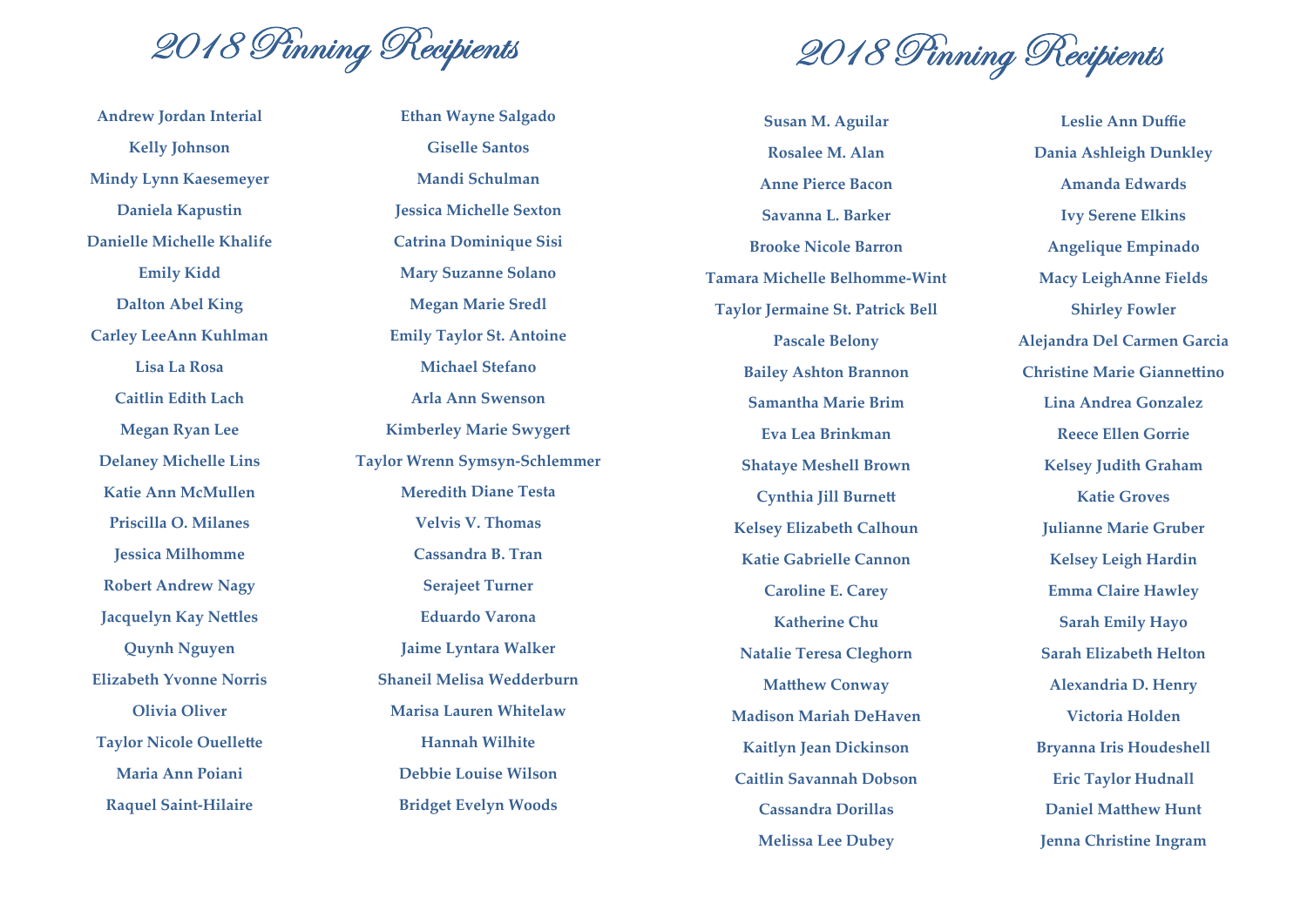# 2018 Pinning Recipients

**Andrew Jordan Interial**

**Kelly Johnson**

**Mindy Lynn Kaesemeyer**

**Daniela Kapustin**

**Danielle Michelle Khalife**

**Emily Kidd**

**Dalton Abel King**

**Carley LeeAnn Kuhlman**

**Lisa La Rosa**

**Caitlin Edith Lach**

**Megan Ryan Lee**

**Delaney Michelle Lins**

**Katie Ann McMullen**

**Priscilla O. Milanes**

**Jessica Milhomme**

**Robert Andrew Nagy**

**Jacquelyn Kay Nettles**

**Quynh Nguyen**

**Elizabeth Yvonne Norris**

**Olivia Oliver**

**Taylor Nicole Ouellette**

**Maria Ann Poiani**

**Raquel Saint-Hilaire**

**Ethan Wayne Salgado**

**Giselle Santos**

**Mandi Schulman**

**Jessica Michelle Sexton**

**Catrina Dominique Sisi**

**Mary Suzanne Solano**

**Megan Marie Sredl**

**Emily Taylor St. Antoine**

**Michael Stefano**

**Arla Ann Swenson**

**Kimberley Marie Swygert**

**Taylor Wrenn Symsyn-Schlemmer**

**Meredith Diane Testa**

**Velvis V. Thomas**

**Cassandra B. Tran**

**Serajeet Turner**

**Eduardo Varona**

**Jaime Lyntara Walker**

**Shaneil Melisa Wedderburn**

**Marisa Lauren Whitelaw**

**Hannah Wilhite**

**Debbie Louise Wilson**

**Bridget Evelyn Woods**

# 2018 Pinning Recipients

**Susan M. Aguilar**

**Rosalee M. Alan**

**Anne Pierce Bacon**

**Savanna L. Barker**

**Brooke Nicole Barron**

**Tamara Michelle Belhomme-Wint**

**Taylor Jermaine St. Patrick Bell**

**Pascale Belony**

**Bailey Ashton Brannon**

**Samantha Marie Brim**

**Eva Lea Brinkman**

**Shataye Meshell Brown**

**Cynthia Jill Burnett**

**Kelsey Elizabeth Calhoun**

**Katie Gabrielle Cannon**

**Caroline E. Carey**

**Katherine Chu**

**Natalie Teresa Cleghorn**

**Matthew Conway**

**Madison Mariah DeHaven**

**Kaitlyn Jean Dickinson**

**Caitlin Savannah Dobson**

**Cassandra Dorillas**

**Melissa Lee Dubey**

**Leslie Ann Duffie**

**Dania Ashleigh Dunkley**

**Amanda Edwards**

**Ivy Serene Elkins**

**Angelique Empinado**

**Macy LeighAnne Fields**

**Shirley Fowler**

**Alejandra Del Carmen Garcia**

**Christine Marie Giannettino**

**Lina Andrea Gonzalez**

**Reece Ellen Gorrie**

**Kelsey Judith Graham**

**Katie Groves**

**Julianne Marie Gruber**

**Kelsey Leigh Hardin**

**Emma Claire Hawley**

**Sarah Emily Hayo**

**Sarah Elizabeth Helton**

**Alexandria D. Henry**

**Victoria Holden**

**Bryanna Iris Houdeshell**

**Eric Taylor Hudnall**

**Daniel Matthew Hunt**

**Jenna Christine Ingram**